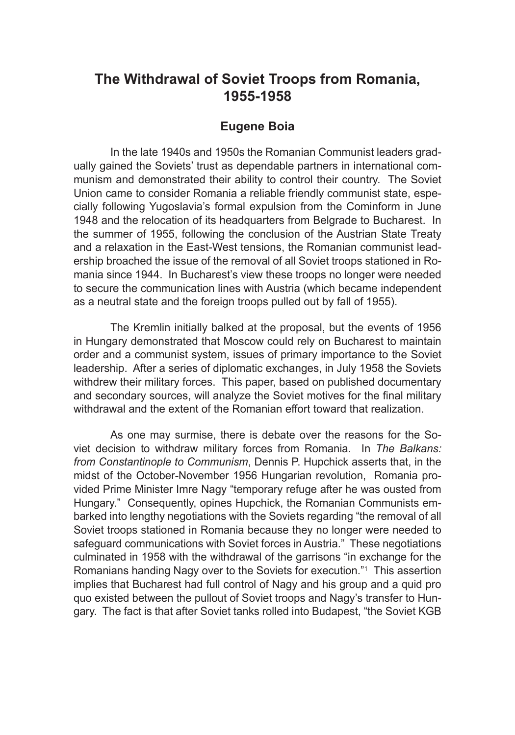# The Withdrawal of Soviet Troops from Romania, 1955-1958

### Eugene Boia

In the late 1940s and 1950s the Romanian Communist leaders gradually gained the Soviets' trust as dependable partners in international communism and demonstrated their ability to control their country. The Soviet Union came to consider Romania a reliable friendly communist state, especially following Yugoslavia's formal expulsion from the Cominform in June 1948 and the relocation of its headquarters from Belgrade to Bucharest. In the summer of 1955, following the conclusion of the Austrian State Treaty and a relaxation in the East-West tensions, the Romanian communist leadership broached the issue of the removal of all Soviet troops stationed in Romania since 1944. In Bucharest's view these troops no longer were needed to secure the communication lines with Austria (which became independent as a neutral state and the foreign troops pulled out by fall of 1955).

The Kremlin initially balked at the proposal, but the events of 1956 in Hungary demonstrated that Moscow could rely on Bucharest to maintain order and a communist system, issues of primary importance to the Soviet leadership. After a series of diplomatic exchanges, in July 1958 the Soviets withdrew their military forces. This paper, based on published documentary and secondary sources, will analyze the Soviet motives for the final military withdrawal and the extent of the Romanian effort toward that realization.

As one may surmise, there is debate over the reasons for the Soviet decision to withdraw military forces from Romania. In *The Balkans: from Constantinople to Communism*, Dennis P. Hupchick asserts that, in the midst of the October-November 1956 Hungarian revolution, Romania provided Prime Minister Imre Nagy "temporary refuge after he was ousted from Hungary." Consequently, opines Hupchick, the Romanian Communists embarked into lengthy negotiations with the Soviets regarding "the removal of all Soviet troops stationed in Romania because they no longer were needed to safeguard communications with Soviet forces in Austria." These negotiations culminated in 1958 with the withdrawal of the garrisons "in exchange for the Romanians handing Nagy over to the Soviets for execution."[1] This assertion implies that Bucharest had full control of Nagy and his group and a quid pro quo existed between the pullout of Soviet troops and Nagy's transfer to Hungary. The fact is that after Soviet tanks rolled into Budapest, "the Soviet KGB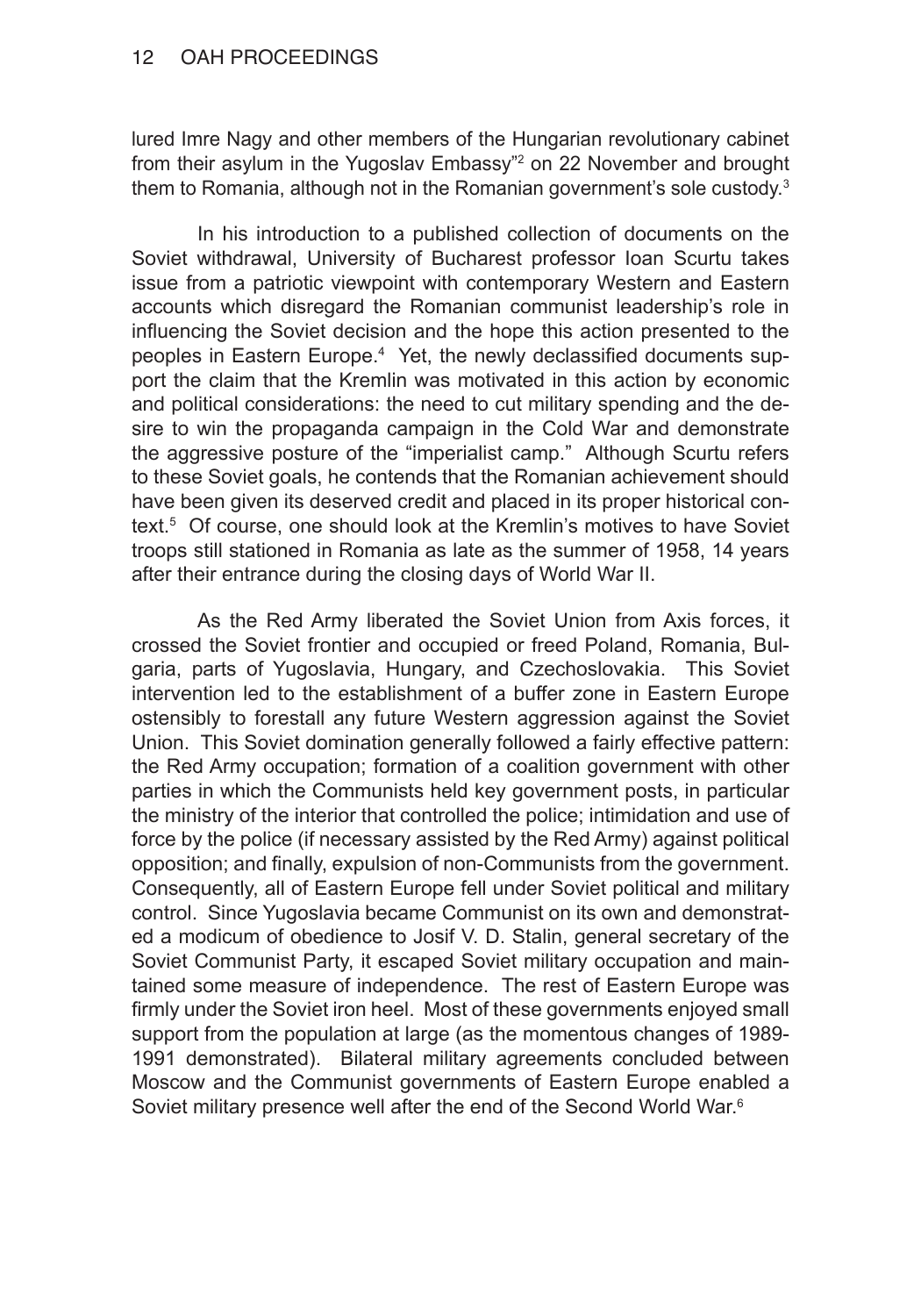lured Imre Nagy and other members of the Hungarian revolutionary cabinet from their asylum in the Yugoslav Embassy"[2] on 22 November and brought them to Romania, although not in the Romanian government's sole custody.[3]

In his introduction to a published collection of documents on the Soviet withdrawal, University of Bucharest professor Ioan Scurtu takes issue from a patriotic viewpoint with contemporary Western and Eastern accounts which disregard the Romanian communist leadership's role in influencing the Soviet decision and the hope this action presented to the peoples in Eastern Europe.[4] Yet, the newly declassified documents support the claim that the Kremlin was motivated in this action by economic and political considerations: the need to cut military spending and the desire to win the propaganda campaign in the Cold War and demonstrate the aggressive posture of the "imperialist camp." Although Scurtu refers to these Soviet goals, he contends that the Romanian achievement should have been given its deserved credit and placed in its proper historical context.[5] Of course, one should look at the Kremlin's motives to have Soviet troops still stationed in Romania as late as the summer of 1958, 14 years after their entrance during the closing days of World War II.

As the Red Army liberated the Soviet Union from Axis forces, it crossed the Soviet frontier and occupied or freed Poland, Romania, Bulgaria, parts of Yugoslavia, Hungary, and Czechoslovakia. This Soviet intervention led to the establishment of a buffer zone in Eastern Europe ostensibly to forestall any future Western aggression against the Soviet Union. This Soviet domination generally followed a fairly effective pattern: the Red Army occupation; formation of a coalition government with other parties in which the Communists held key government posts, in particular the ministry of the interior that controlled the police; intimidation and use of force by the police (if necessary assisted by the Red Army) against political opposition; and finally, expulsion of non-Communists from the government. Consequently, all of Eastern Europe fell under Soviet political and military control. Since Yugoslavia became Communist on its own and demonstrated a modicum of obedience to Josif V. D. Stalin, general secretary of the Soviet Communist Party, it escaped Soviet military occupation and maintained some measure of independence. The rest of Eastern Europe was firmly under the Soviet iron heel. Most of these governments enjoyed small support from the population at large (as the momentous changes of 1989-1991 demonstrated). Bilateral military agreements concluded between Moscow and the Communist governments of Eastern Europe enabled a Soviet military presence well after the end of the Second World War.[6]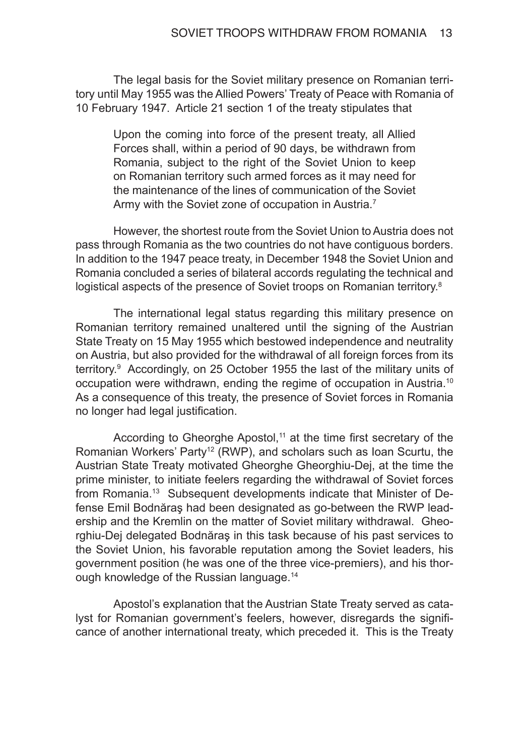The legal basis for the Soviet military presence on Romanian territory until May 1955 was the Allied Powers' Treaty of Peace with Romania of 10 February 1947. Article 21 section 1 of the treaty stipulates that

> Upon the coming into force of the present treaty, all Allied Forces shall, within a period of 90 days, be withdrawn from Romania, subject to the right of the Soviet Union to keep on Romanian territory such armed forces as it may need for the maintenance of the lines of communication of the Soviet Army with the Soviet zone of occupation in Austria.[7]

However, the shortest route from the Soviet Union to Austria does not pass through Romania as the two countries do not have contiguous borders. In addition to the 1947 peace treaty, in December 1948 the Soviet Union and Romania concluded a series of bilateral accords regulating the technical and logistical aspects of the presence of Soviet troops on Romanian territory.[8]

The international legal status regarding this military presence on Romanian territory remained unaltered until the signing of the Austrian State Treaty on 15 May 1955 which bestowed independence and neutrality on Austria, but also provided for the withdrawal of all foreign forces from its territory.[9] Accordingly, on 25 October 1955 the last of the military units of occupation were withdrawn, ending the regime of occupation in Austria.[10] As a consequence of this treaty, the presence of Soviet forces in Romania no longer had legal justification.

According to Gheorghe Apostol,[11] at the time first secretary of the Romanian Workers' Party[12] (RWP), and scholars such as Ioan Scurtu, the Austrian State Treaty motivated Gheorghe Gheorghiu-Dej, at the time the prime minister, to initiate feelers regarding the withdrawal of Soviet forces from Romania.[13] Subsequent developments indicate that Minister of Defense Emil Bodnăraş had been designated as go-between the RWP leadership and the Kremlin on the matter of Soviet military withdrawal. Gheorghiu-Dej delegated Bodnăraş in this task because of his past services to the Soviet Union, his favorable reputation among the Soviet leaders, his government position (he was one of the three vice-premiers), and his thorough knowledge of the Russian language.[14]

Apostol's explanation that the Austrian State Treaty served as catalyst for Romanian government's feelers, however, disregards the significance of another international treaty, which preceded it. This is the Treaty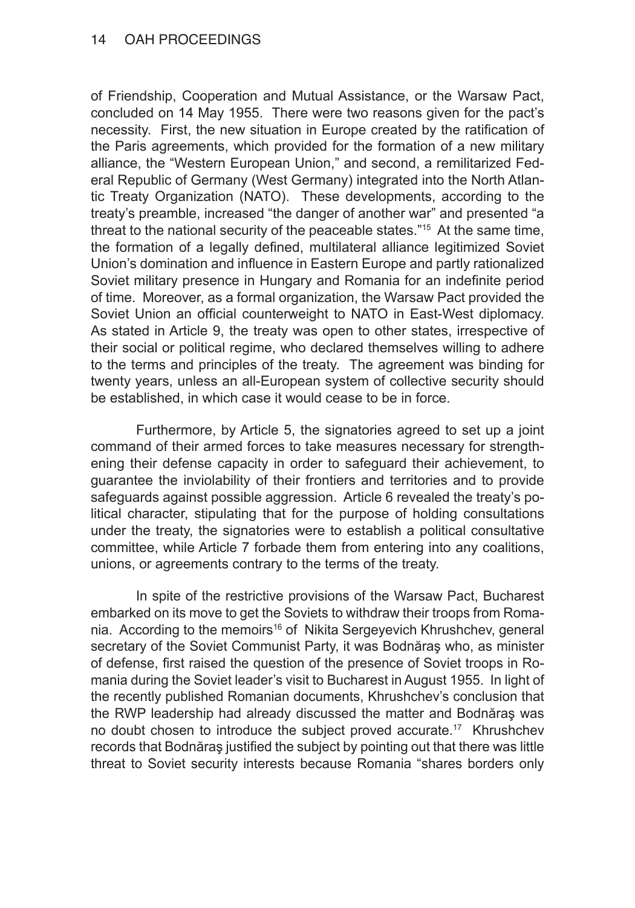of Friendship, Cooperation and Mutual Assistance, or the Warsaw Pact, concluded on 14 May 1955. There were two reasons given for the pact's necessity. First, the new situation in Europe created by the ratification of the Paris agreements, which provided for the formation of a new military alliance, the "Western European Union," and second, a remilitarized Federal Republic of Germany (West Germany) integrated into the North Atlantic Treaty Organization (NATO). These developments, according to the treaty's preamble, increased "the danger of another war" and presented "a threat to the national security of the peaceable states."[15] At the same time, the formation of a legally defined, multilateral alliance legitimized Soviet Union's domination and influence in Eastern Europe and partly rationalized Soviet military presence in Hungary and Romania for an indefinite period of time. Moreover, as a formal organization, the Warsaw Pact provided the Soviet Union an official counterweight to NATO in East-West diplomacy. As stated in Article 9, the treaty was open to other states, irrespective of their social or political regime, who declared themselves willing to adhere to the terms and principles of the treaty. The agreement was binding for twenty years, unless an all-European system of collective security should be established, in which case it would cease to be in force.

Furthermore, by Article 5, the signatories agreed to set up a joint command of their armed forces to take measures necessary for strengthening their defense capacity in order to safeguard their achievement, to guarantee the inviolability of their frontiers and territories and to provide safeguards against possible aggression. Article 6 revealed the treaty's political character, stipulating that for the purpose of holding consultations under the treaty, the signatories were to establish a political consultative committee, while Article 7 forbade them from entering into any coalitions, unions, or agreements contrary to the terms of the treaty.

In spite of the restrictive provisions of the Warsaw Pact, Bucharest embarked on its move to get the Soviets to withdraw their troops from Romania. According to the memoirs[16] of Nikita Sergeyevich Khrushchev, general secretary of the Soviet Communist Party, it was Bodnăraş who, as minister of defense, first raised the question of the presence of Soviet troops in Romania during the Soviet leader's visit to Bucharest in August 1955. In light of the recently published Romanian documents, Khrushchev's conclusion that the RWP leadership had already discussed the matter and Bodnăraş was no doubt chosen to introduce the subject proved accurate.[17] Khrushchev records that Bodnăraş justified the subject by pointing out that there was little threat to Soviet security interests because Romania "shares borders only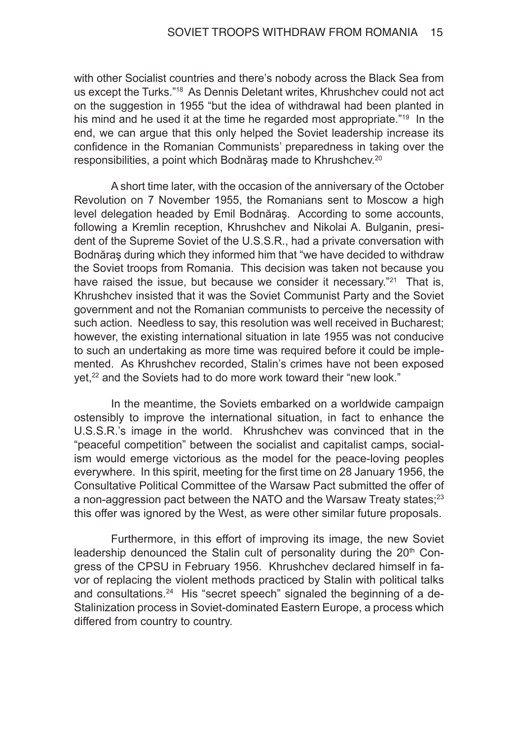with other Socialist countries and there's nobody across the Black Sea from us except the Turks."[18] As Dennis Deletant writes, Khrushchev could not act on the suggestion in 1955 "but the idea of withdrawal had been planted in his mind and he used it at the time he regarded most appropriate."[19] In the end, we can argue that this only helped the Soviet leadership increase its confidence in the Romanian Communists' preparedness in taking over the responsibilities, a point which Bodnăraş made to Khrushchev.[20]

A short time later, with the occasion of the anniversary of the October Revolution on 7 November 1955, the Romanians sent to Moscow a high level delegation headed by Emil Bodnăraş. According to some accounts, following a Kremlin reception, Khrushchev and Nikolai A. Bulganin, president of the Supreme Soviet of the U.S.S.R., had a private conversation with Bodnăraş during which they informed him that "we have decided to withdraw the Soviet troops from Romania. This decision was taken not because you have raised the issue, but because we consider it necessary."[21] That is, Khrushchev insisted that it was the Soviet Communist Party and the Soviet government and not the Romanian communists to perceive the necessity of such action. Needless to say, this resolution was well received in Bucharest; however, the existing international situation in late 1955 was not conducive to such an undertaking as more time was required before it could be implemented. As Khrushchev recorded, Stalin's crimes have not been exposed yet,[22] and the Soviets had to do more work toward their "new look."

In the meantime, the Soviets embarked on a worldwide campaign ostensibly to improve the international situation, in fact to enhance the U.S.S.R.'s image in the world. Khrushchev was convinced that in the "peaceful competition" between the socialist and capitalist camps, socialism would emerge victorious as the model for the peace-loving peoples everywhere. In this spirit, meeting for the first time on 28 January 1956, the Consultative Political Committee of the Warsaw Pact submitted the offer of a non-aggression pact between the NATO and the Warsaw Treaty states;[23] this offer was ignored by the West, as were other similar future proposals.

Furthermore, in this effort of improving its image, the new Soviet leadership denounced the Stalin cult of personality during the 20th Congress of the CPSU in February 1956. Khrushchev declared himself in favor of replacing the violent methods practiced by Stalin with political talks and consultations.[24] His "secret speech" signaled the beginning of a de-Stalinization process in Soviet-dominated Eastern Europe, a process which differed from country to country.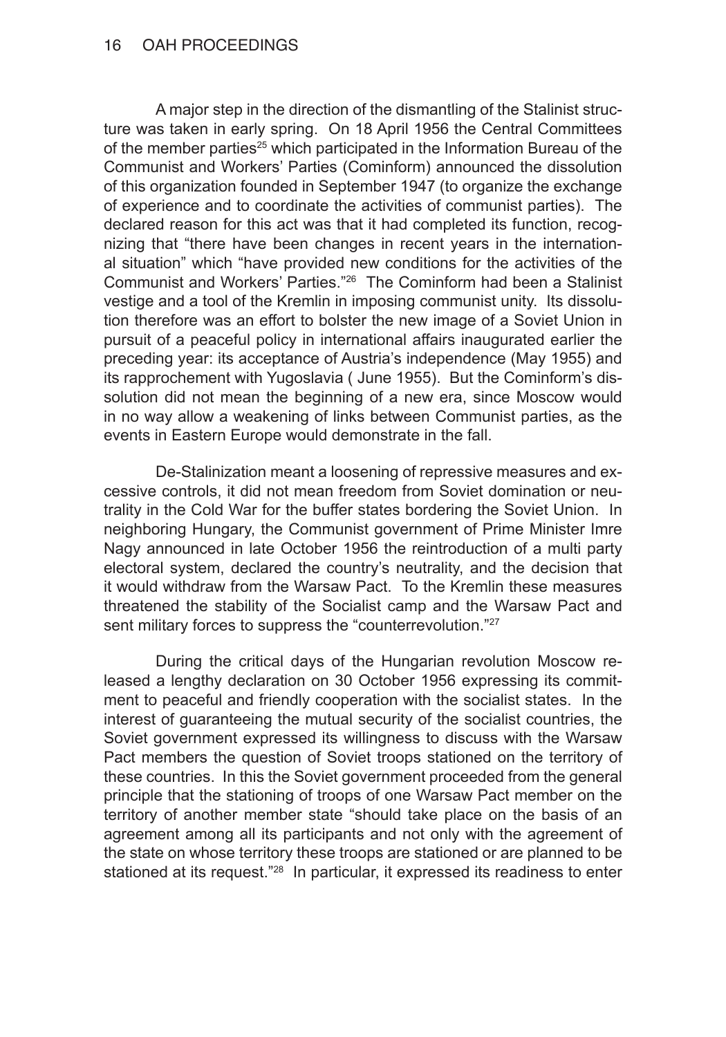A major step in the direction of the dismantling of the Stalinist structure was taken in early spring. On 18 April 1956 the Central Committees of the member parties[25] which participated in the Information Bureau of the Communist and Workers' Parties (Cominform) announced the dissolution of this organization founded in September 1947 (to organize the exchange of experience and to coordinate the activities of communist parties). The declared reason for this act was that it had completed its function, recognizing that "there have been changes in recent years in the international situation" which "have provided new conditions for the activities of the Communist and Workers' Parties."[26] The Cominform had been a Stalinist vestige and a tool of the Kremlin in imposing communist unity. Its dissolution therefore was an effort to bolster the new image of a Soviet Union in pursuit of a peaceful policy in international affairs inaugurated earlier the preceding year: its acceptance of Austria's independence (May 1955) and its rapprochement with Yugoslavia ( June 1955). But the Cominform's dissolution did not mean the beginning of a new era, since Moscow would in no way allow a weakening of links between Communist parties, as the events in Eastern Europe would demonstrate in the fall.

De-Stalinization meant a loosening of repressive measures and excessive controls, it did not mean freedom from Soviet domination or neutrality in the Cold War for the buffer states bordering the Soviet Union. In neighboring Hungary, the Communist government of Prime Minister Imre Nagy announced in late October 1956 the reintroduction of a multi party electoral system, declared the country's neutrality, and the decision that it would withdraw from the Warsaw Pact. To the Kremlin these measures threatened the stability of the Socialist camp and the Warsaw Pact and sent military forces to suppress the "counterrevolution."[27]

During the critical days of the Hungarian revolution Moscow released a lengthy declaration on 30 October 1956 expressing its commitment to peaceful and friendly cooperation with the socialist states. In the interest of guaranteeing the mutual security of the socialist countries, the Soviet government expressed its willingness to discuss with the Warsaw Pact members the question of Soviet troops stationed on the territory of these countries. In this the Soviet government proceeded from the general principle that the stationing of troops of one Warsaw Pact member on the territory of another member state "should take place on the basis of an agreement among all its participants and not only with the agreement of the state on whose territory these troops are stationed or are planned to be stationed at its request."[28] In particular, it expressed its readiness to enter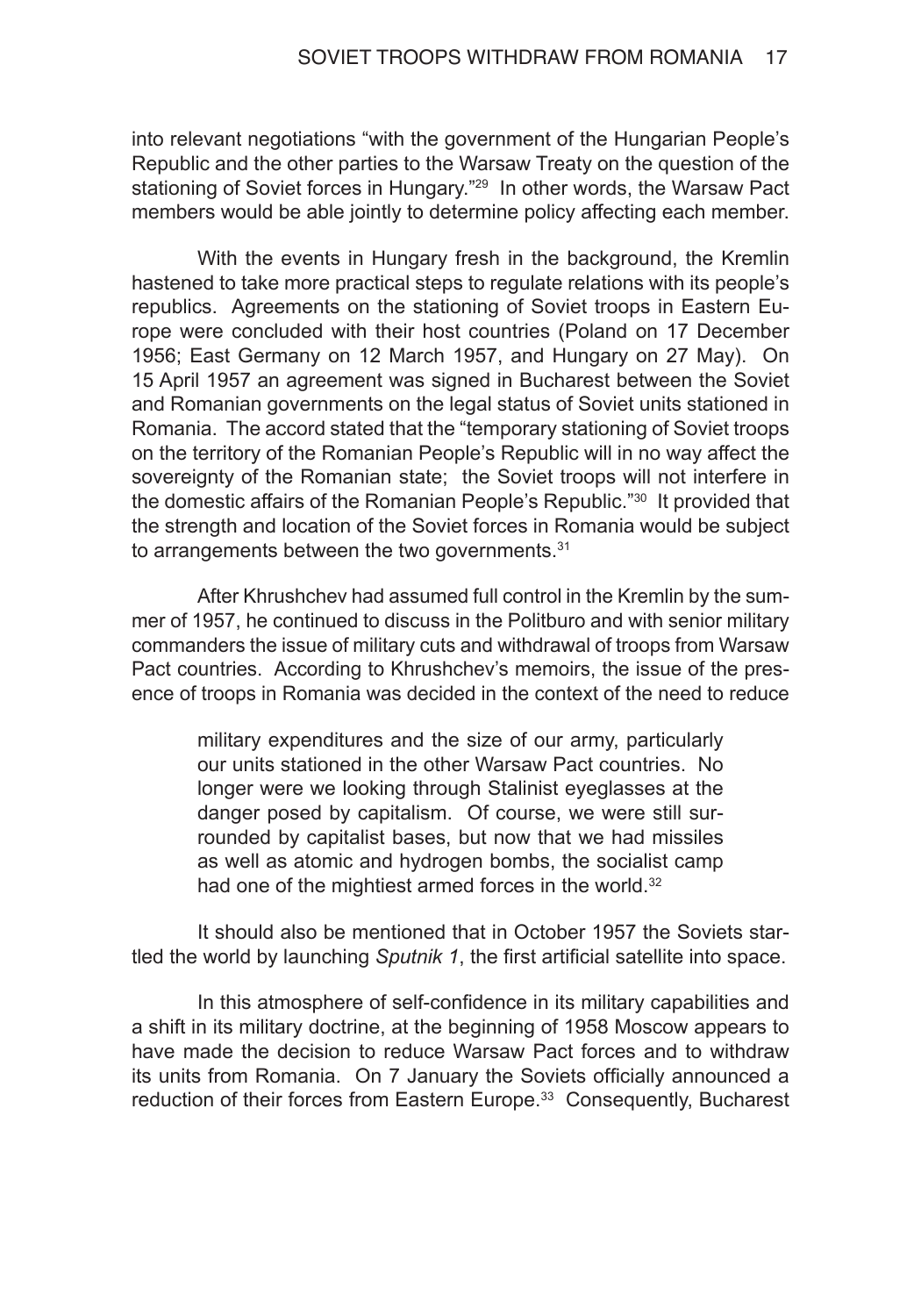into relevant negotiations "with the government of the Hungarian People's Republic and the other parties to the Warsaw Treaty on the question of the stationing of Soviet forces in Hungary."[29] In other words, the Warsaw Pact members would be able jointly to determine policy affecting each member.

With the events in Hungary fresh in the background, the Kremlin hastened to take more practical steps to regulate relations with its people's republics. Agreements on the stationing of Soviet troops in Eastern Europe were concluded with their host countries (Poland on 17 December 1956; East Germany on 12 March 1957, and Hungary on 27 May). On 15 April 1957 an agreement was signed in Bucharest between the Soviet and Romanian governments on the legal status of Soviet units stationed in Romania. The accord stated that the "temporary stationing of Soviet troops on the territory of the Romanian People's Republic will in no way affect the sovereignty of the Romanian state; the Soviet troops will not interfere in the domestic affairs of the Romanian People's Republic."[30] It provided that the strength and location of the Soviet forces in Romania would be subject to arrangements between the two governments.[31]

After Khrushchev had assumed full control in the Kremlin by the summer of 1957, he continued to discuss in the Politburo and with senior military commanders the issue of military cuts and withdrawal of troops from Warsaw Pact countries. According to Khrushchev's memoirs, the issue of the presence of troops in Romania was decided in the context of the need to reduce

> military expenditures and the size of our army, particularly our units stationed in the other Warsaw Pact countries. No longer were we looking through Stalinist eyeglasses at the danger posed by capitalism. Of course, we were still surrounded by capitalist bases, but now that we had missiles as well as atomic and hydrogen bombs, the socialist camp had one of the mightiest armed forces in the world.[32]

It should also be mentioned that in October 1957 the Soviets startled the world by launching *Sputnik 1*, the first artificial satellite into space.

In this atmosphere of self-confidence in its military capabilities and a shift in its military doctrine, at the beginning of 1958 Moscow appears to have made the decision to reduce Warsaw Pact forces and to withdraw its units from Romania. On 7 January the Soviets officially announced a reduction of their forces from Eastern Europe.[33] Consequently, Bucharest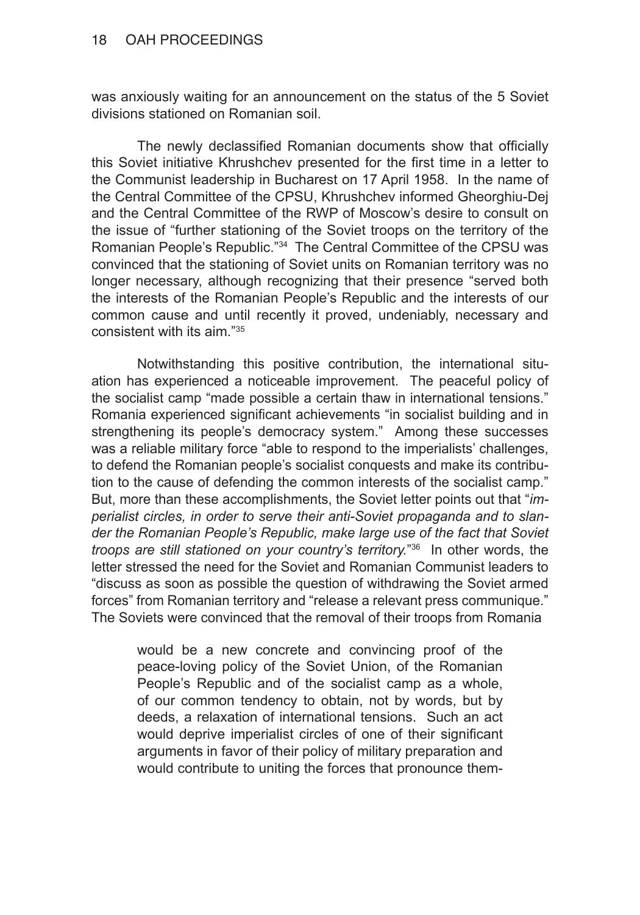was anxiously waiting for an announcement on the status of the 5 Soviet divisions stationed on Romanian soil.

The newly declassified Romanian documents show that officially this Soviet initiative Khrushchev presented for the first time in a letter to the Communist leadership in Bucharest on 17 April 1958. In the name of the Central Committee of the CPSU, Khrushchev informed Gheorghiu-Dej and the Central Committee of the RWP of Moscow's desire to consult on the issue of "further stationing of the Soviet troops on the territory of the Romanian People's Republic."[34] The Central Committee of the CPSU was convinced that the stationing of Soviet units on Romanian territory was no longer necessary, although recognizing that their presence "served both the interests of the Romanian People's Republic and the interests of our common cause and until recently it proved, undeniably, necessary and consistent with its aim."[35]

Notwithstanding this positive contribution, the international situation has experienced a noticeable improvement. The peaceful policy of the socialist camp "made possible a certain thaw in international tensions." Romania experienced significant achievements "in socialist building and in strengthening its people's democracy system." Among these successes was a reliable military force "able to respond to the imperialists' challenges, to defend the Romanian people's socialist conquests and make its contribution to the cause of defending the common interests of the socialist camp." But, more than these accomplishments, the Soviet letter points out that "*imperialist circles, in order to serve their anti-Soviet propaganda and to slander the Romanian People's Republic, make large use of the fact that Soviet troops are still stationed on your country's territory.*"[36] In other words, the letter stressed the need for the Soviet and Romanian Communist leaders to "discuss as soon as possible the question of withdrawing the Soviet armed forces" from Romanian territory and "release a relevant press communique." The Soviets were convinced that the removal of their troops from Romania

> would be a new concrete and convincing proof of the peace-loving policy of the Soviet Union, of the Romanian People's Republic and of the socialist camp as a whole, of our common tendency to obtain, not by words, but by deeds, a relaxation of international tensions. Such an act would deprive imperialist circles of one of their significant arguments in favor of their policy of military preparation and would contribute to uniting the forces that pronounce them-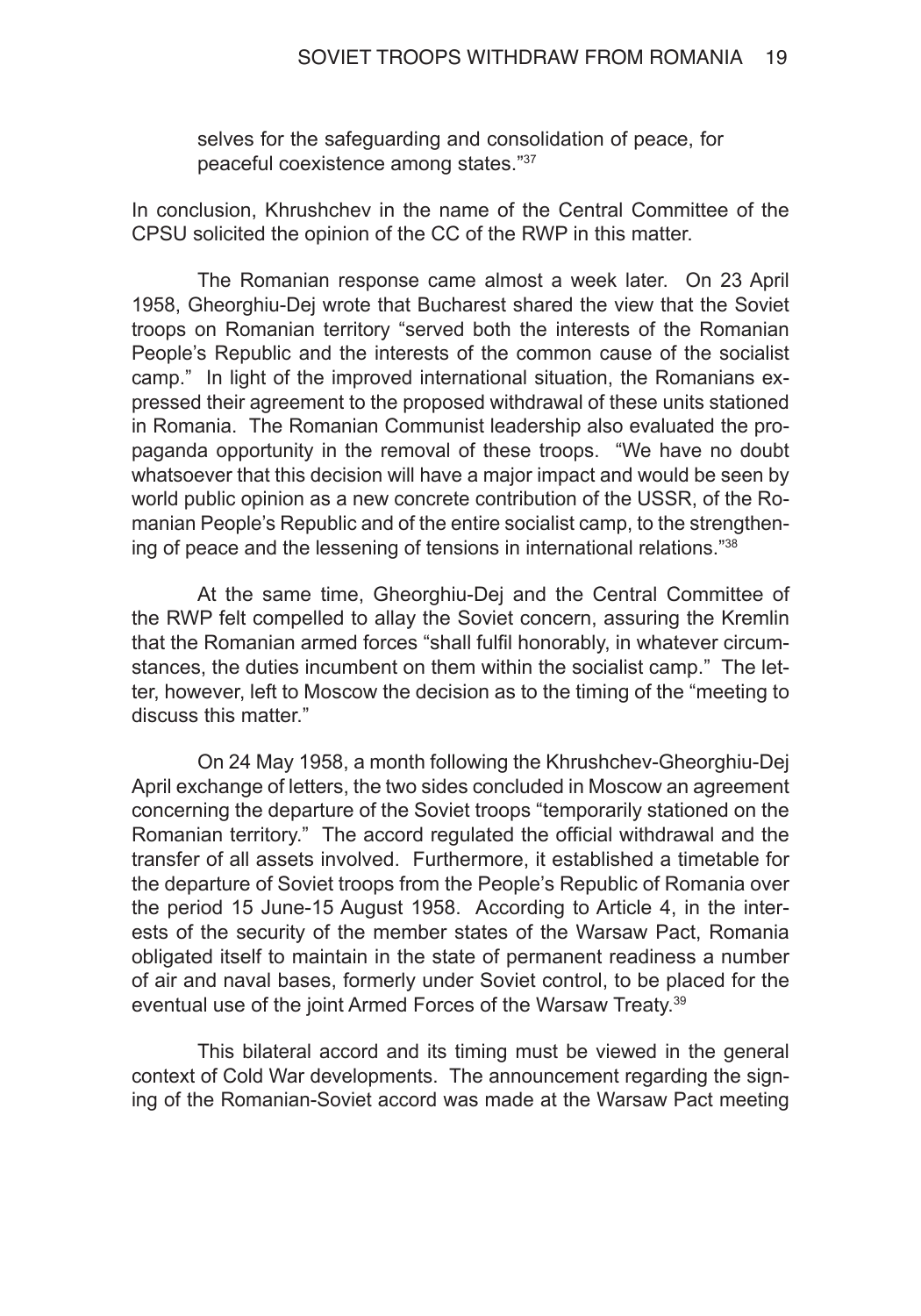selves for the safeguarding and consolidation of peace, for peaceful coexistence among states."[37]

In conclusion, Khrushchev in the name of the Central Committee of the CPSU solicited the opinion of the CC of the RWP in this matter.

The Romanian response came almost a week later. On 23 April 1958, Gheorghiu-Dej wrote that Bucharest shared the view that the Soviet troops on Romanian territory "served both the interests of the Romanian People's Republic and the interests of the common cause of the socialist camp." In light of the improved international situation, the Romanians expressed their agreement to the proposed withdrawal of these units stationed in Romania. The Romanian Communist leadership also evaluated the propaganda opportunity in the removal of these troops. "We have no doubt whatsoever that this decision will have a major impact and would be seen by world public opinion as a new concrete contribution of the USSR, of the Romanian People's Republic and of the entire socialist camp, to the strengthening of peace and the lessening of tensions in international relations."[38]

At the same time, Gheorghiu-Dej and the Central Committee of the RWP felt compelled to allay the Soviet concern, assuring the Kremlin that the Romanian armed forces "shall fulfil honorably, in whatever circumstances, the duties incumbent on them within the socialist camp." The letter, however, left to Moscow the decision as to the timing of the "meeting to discuss this matter."

On 24 May 1958, a month following the Khrushchev-Gheorghiu-Dej April exchange of letters, the two sides concluded in Moscow an agreement concerning the departure of the Soviet troops "temporarily stationed on the Romanian territory." The accord regulated the official withdrawal and the transfer of all assets involved. Furthermore, it established a timetable for the departure of Soviet troops from the People's Republic of Romania over the period 15 June-15 August 1958. According to Article 4, in the interests of the security of the member states of the Warsaw Pact, Romania obligated itself to maintain in the state of permanent readiness a number of air and naval bases, formerly under Soviet control, to be placed for the eventual use of the joint Armed Forces of the Warsaw Treaty.[39]

This bilateral accord and its timing must be viewed in the general context of Cold War developments. The announcement regarding the signing of the Romanian-Soviet accord was made at the Warsaw Pact meeting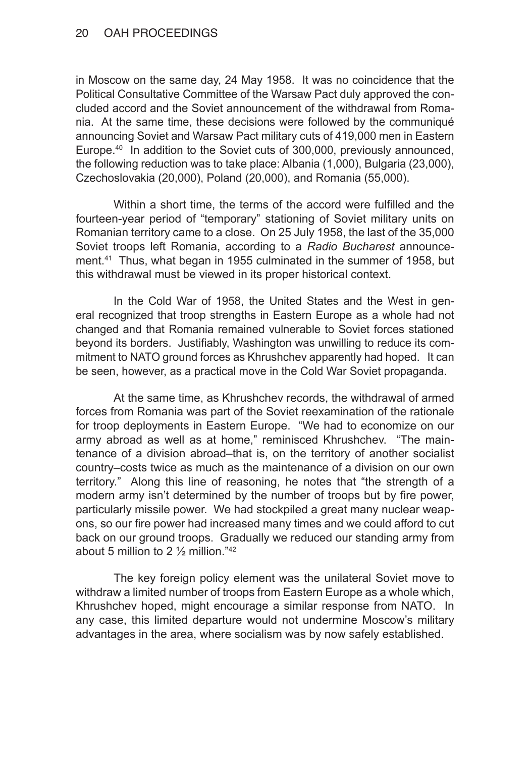in Moscow on the same day, 24 May 1958. It was no coincidence that the Political Consultative Committee of the Warsaw Pact duly approved the concluded accord and the Soviet announcement of the withdrawal from Romania. At the same time, these decisions were followed by the communiqué announcing Soviet and Warsaw Pact military cuts of 419,000 men in Eastern Europe.[40] In addition to the Soviet cuts of 300,000, previously announced, the following reduction was to take place: Albania (1,000), Bulgaria (23,000), Czechoslovakia (20,000), Poland (20,000), and Romania (55,000).

Within a short time, the terms of the accord were fulfilled and the fourteen-year period of "temporary" stationing of Soviet military units on Romanian territory came to a close. On 25 July 1958, the last of the 35,000 Soviet troops left Romania, according to a *Radio Bucharest* announcement.[41] Thus, what began in 1955 culminated in the summer of 1958, but this withdrawal must be viewed in its proper historical context.

In the Cold War of 1958, the United States and the West in general recognized that troop strengths in Eastern Europe as a whole had not changed and that Romania remained vulnerable to Soviet forces stationed beyond its borders. Justifiably, Washington was unwilling to reduce its commitment to NATO ground forces as Khrushchev apparently had hoped. It can be seen, however, as a practical move in the Cold War Soviet propaganda.

At the same time, as Khrushchev records, the withdrawal of armed forces from Romania was part of the Soviet reexamination of the rationale for troop deployments in Eastern Europe. "We had to economize on our army abroad as well as at home," reminisced Khrushchev. "The maintenance of a division abroad–that is, on the territory of another socialist country–costs twice as much as the maintenance of a division on our own territory." Along this line of reasoning, he notes that "the strength of a modern army isn't determined by the number of troops but by fire power, particularly missile power. We had stockpiled a great many nuclear weapons, so our fire power had increased many times and we could afford to cut back on our ground troops. Gradually we reduced our standing army from about 5 million to 2 ½ million."[42]

The key foreign policy element was the unilateral Soviet move to withdraw a limited number of troops from Eastern Europe as a whole which, Khrushchev hoped, might encourage a similar response from NATO. In any case, this limited departure would not undermine Moscow's military advantages in the area, where socialism was by now safely established.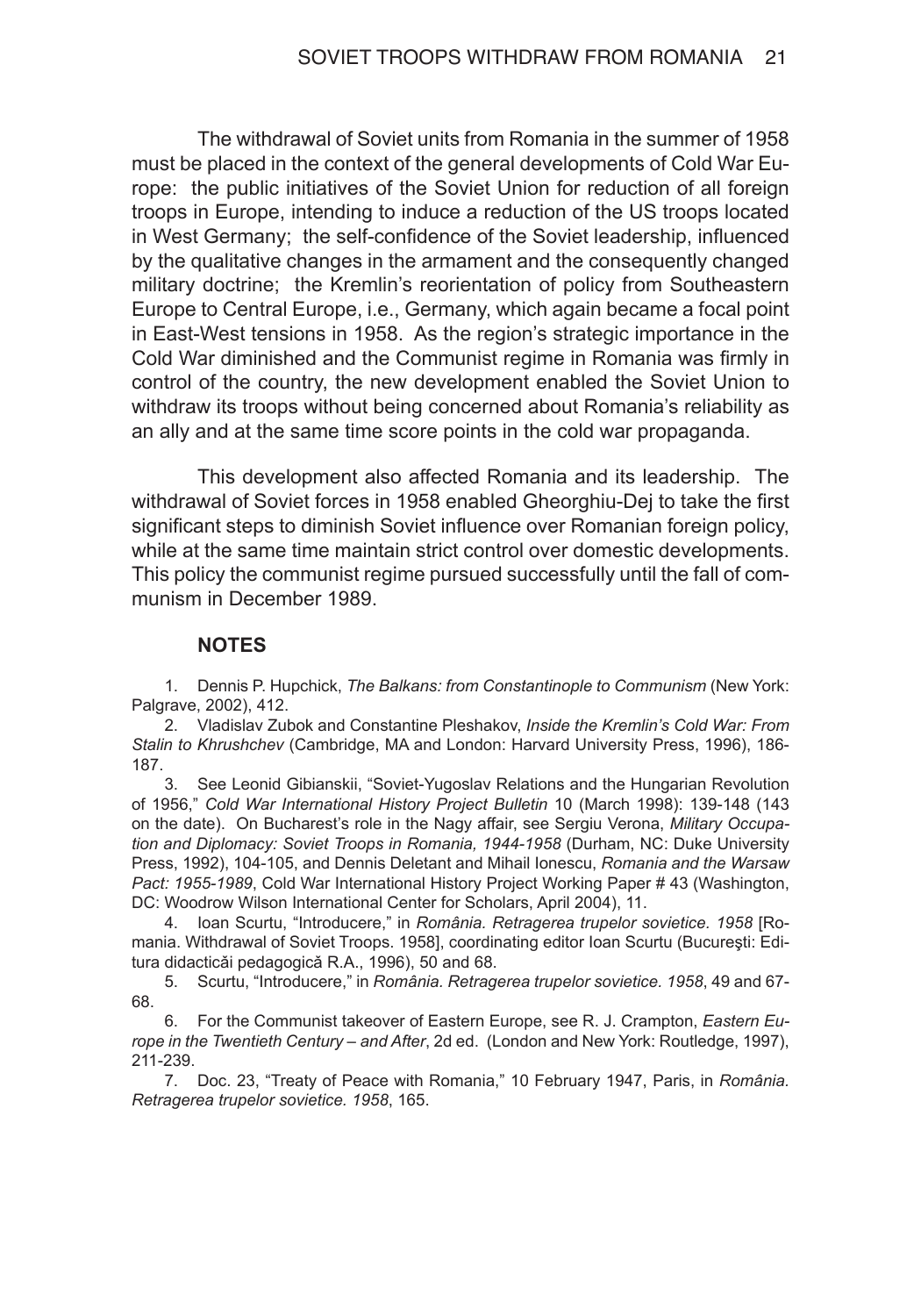The withdrawal of Soviet units from Romania in the summer of 1958 must be placed in the context of the general developments of Cold War Europe: the public initiatives of the Soviet Union for reduction of all foreign troops in Europe, intending to induce a reduction of the US troops located in West Germany; the self-confidence of the Soviet leadership, influenced by the qualitative changes in the armament and the consequently changed military doctrine; the Kremlin's reorientation of policy from Southeastern Europe to Central Europe, i.e., Germany, which again became a focal point in East-West tensions in 1958. As the region's strategic importance in the Cold War diminished and the Communist regime in Romania was firmly in control of the country, the new development enabled the Soviet Union to withdraw its troops without being concerned about Romania's reliability as an ally and at the same time score points in the cold war propaganda.

This development also affected Romania and its leadership. The withdrawal of Soviet forces in 1958 enabled Gheorghiu-Dej to take the first significant steps to diminish Soviet influence over Romanian foreign policy, while at the same time maintain strict control over domestic developments. This policy the communist regime pursued successfully until the fall of communism in December 1989.

## NOTES

1. Dennis P. Hupchick, *The Balkans: from Constantinople to Communism* (New York: Palgrave, 2002), 412.

2. Vladislav Zubok and Constantine Pleshakov, *Inside the Kremlin's Cold War: From Stalin to Khrushchev* (Cambridge, MA and London: Harvard University Press, 1996), 186-187.

3. See Leonid Gibianskii, "Soviet-Yugoslav Relations and the Hungarian Revolution of 1956," *Cold War International History Project Bulletin* 10 (March 1998): 139-148 (143 on the date). On Bucharest's role in the Nagy affair, see Sergiu Verona, *Military Occupation and Diplomacy: Soviet Troops in Romania, 1944-1958* (Durham, NC: Duke University Press, 1992), 104-105, and Dennis Deletant and Mihail Ionescu, *Romania and the Warsaw Pact: 1955-1989*, Cold War International History Project Working Paper # 43 (Washington, DC: Woodrow Wilson International Center for Scholars, April 2004), 11.

4. Ioan Scurtu, "Introducere," in *România. Retragerea trupelor sovietice. 1958* [Romania. Withdrawal of Soviet Troops. 1958], coordinating editor Ioan Scurtu (Bucureşti: Editura didacticăi pedagogică R.A., 1996), 50 and 68.

5. Scurtu, "Introducere," in *România. Retragerea trupelor sovietice. 1958*, 49 and 67-68.

6. For the Communist takeover of Eastern Europe, see R. J. Crampton, *Eastern Europe in the Twentieth Century – and After*, 2d ed. (London and New York: Routledge, 1997), 211-239.

7. Doc. 23, "Treaty of Peace with Romania," 10 February 1947, Paris, in *România. Retragerea trupelor sovietice. 1958*, 165.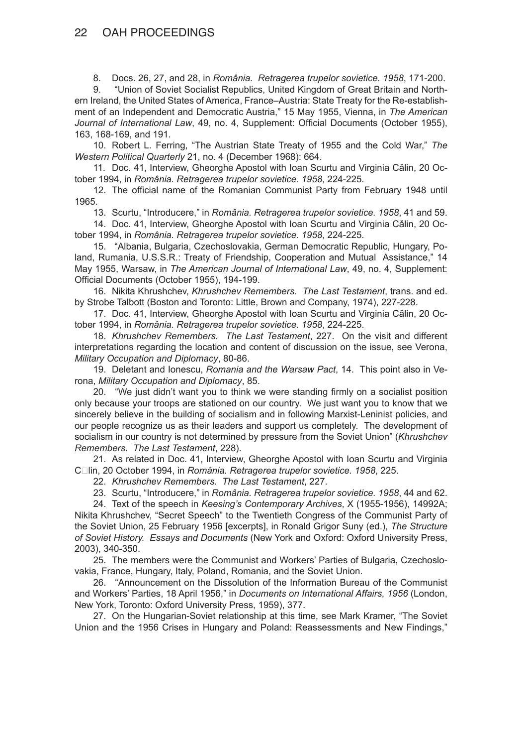8. Docs. 26, 27, and 28, in *România. Retragerea trupelor sovietice. 1958*, 171-200.

9. "Union of Soviet Socialist Republics, United Kingdom of Great Britain and Northern Ireland, the United States of America, France–Austria: State Treaty for the Re-establishment of an Independent and Democratic Austria," 15 May 1955, Vienna, in *The American Journal of International Law*, 49, no. 4, Supplement: Official Documents (October 1955), 163, 168-169, and 191.

10. Robert L. Ferring, "The Austrian State Treaty of 1955 and the Cold War," *The Western Political Quarterly* 21, no. 4 (December 1968): 664.

11. Doc. 41, Interview, Gheorghe Apostol with Ioan Scurtu and Virginia Călin, 20 October 1994, in *România. Retragerea trupelor sovietice. 1958*, 224-225.

12. The official name of the Romanian Communist Party from February 1948 until 1965.

13. Scurtu, "Introducere," in *România. Retragerea trupelor sovietice. 1958*, 41 and 59.

14. Doc. 41, Interview, Gheorghe Apostol with Ioan Scurtu and Virginia Călin, 20 October 1994, in *România. Retragerea trupelor sovietice. 1958*, 224-225.

15. "Albania, Bulgaria, Czechoslovakia, German Democratic Republic, Hungary, Poland, Rumania, U.S.S.R.: Treaty of Friendship, Cooperation and Mutual Assistance," 14 May 1955, Warsaw, in *The American Journal of International Law*, 49, no. 4, Supplement: Official Documents (October 1955), 194-199.

16. Nikita Khrushchev, *Khrushchev Remembers. The Last Testament*, trans. and ed. by Strobe Talbott (Boston and Toronto: Little, Brown and Company, 1974), 227-228.

17. Doc. 41, Interview, Gheorghe Apostol with Ioan Scurtu and Virginia Călin, 20 October 1994, in *România. Retragerea trupelor sovietice. 1958*, 224-225.

18. *Khrushchev Remembers. The Last Testament*, 227. On the visit and different interpretations regarding the location and content of discussion on the issue, see Verona, *Military Occupation and Diplomacy*, 80-86.

19. Deletant and Ionescu, *Romania and the Warsaw Pact*, 14. This point also in Verona, *Military Occupation and Diplomacy*, 85.

20. "We just didn't want you to think we were standing firmly on a socialist position only because your troops are stationed on our country. We just want you to know that we sincerely believe in the building of socialism and in following Marxist-Leninist policies, and our people recognize us as their leaders and support us completely. The development of socialism in our country is not determined by pressure from the Soviet Union" (*Khrushchev Remembers. The Last Testament*, 228).

21. As related in Doc. 41, Interview, Gheorghe Apostol with Ioan Scurtu and Virginia C□lin, 20 October 1994, in *România. Retragerea trupelor sovietice. 1958*, 225.

22. *Khrushchev Remembers. The Last Testament*, 227.

23. Scurtu, "Introducere," in *România. Retragerea trupelor sovietice. 1958*, 44 and 62.

24. Text of the speech in *Keesing's Contemporary Archives*, X (1955-1956), 14992A; Nikita Khrushchev, "Secret Speech" to the Twentieth Congress of the Communist Party of the Soviet Union, 25 February 1956 [excerpts], in Ronald Grigor Suny (ed.), *The Structure of Soviet History. Essays and Documents* (New York and Oxford: Oxford University Press, 2003), 340-350.

25. The members were the Communist and Workers' Parties of Bulgaria, Czechoslovakia, France, Hungary, Italy, Poland, Romania, and the Soviet Union.

26. "Announcement on the Dissolution of the Information Bureau of the Communist and Workers' Parties, 18 April 1956," in *Documents on International Affairs, 1956* (London, New York, Toronto: Oxford University Press, 1959), 377.

27. On the Hungarian-Soviet relationship at this time, see Mark Kramer, "The Soviet Union and the 1956 Crises in Hungary and Poland: Reassessments and New Findings,"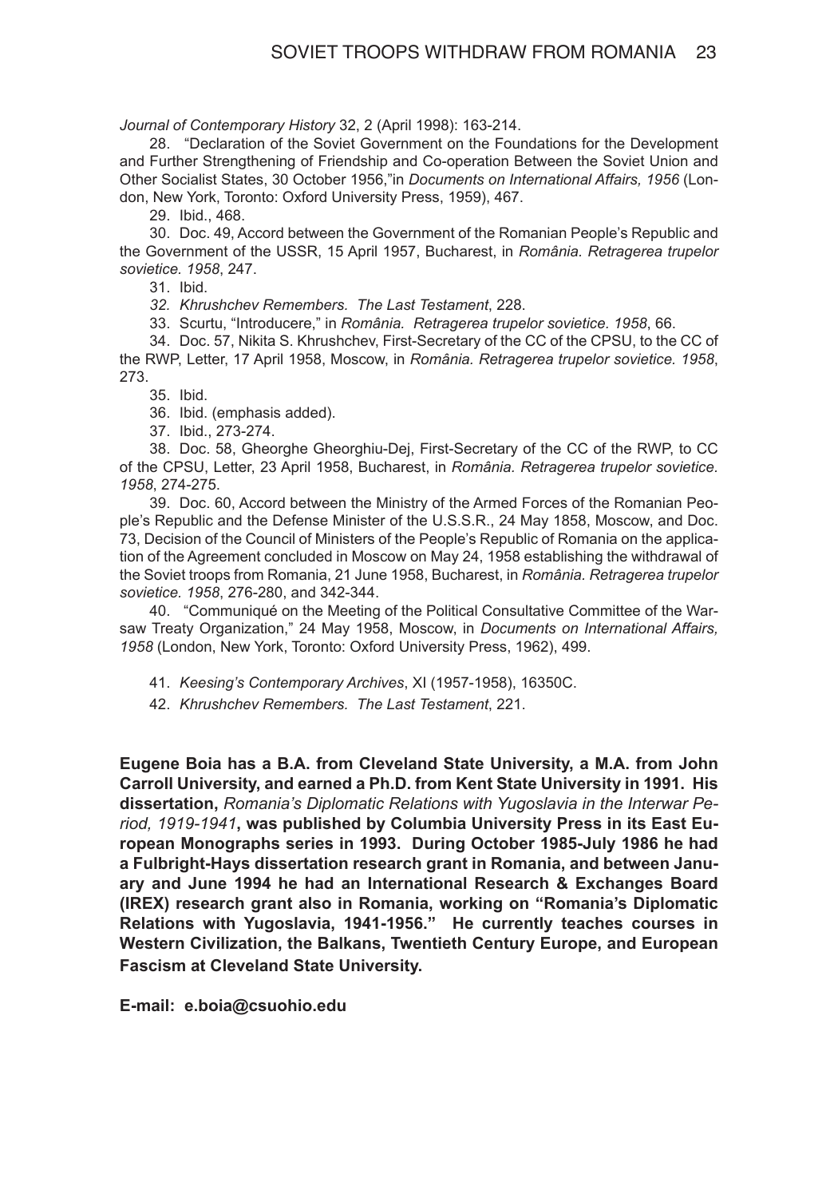*Journal of Contemporary History* 32, 2 (April 1998): 163-214.

28. "Declaration of the Soviet Government on the Foundations for the Development and Further Strengthening of Friendship and Co-operation Between the Soviet Union and Other Socialist States, 30 October 1956,"in *Documents on International Affairs, 1956* (London, New York, Toronto: Oxford University Press, 1959), 467.

29. Ibid., 468.

30. Doc. 49, Accord between the Government of the Romanian People's Republic and the Government of the USSR, 15 April 1957, Bucharest, in *România. Retragerea trupelor sovietice. 1958*, 247.

31. Ibid.

*32. Khrushchev Remembers. The Last Testament*, 228.

33. Scurtu, "Introducere," in *România. Retragerea trupelor sovietice. 1958*, 66.

34. Doc. 57, Nikita S. Khrushchev, First-Secretary of the CC of the CPSU, to the CC of the RWP, Letter, 17 April 1958, Moscow, in *România. Retragerea trupelor sovietice. 1958*, 273.

35. Ibid.

36. Ibid. (emphasis added).

37. Ibid., 273-274.

38. Doc. 58, Gheorghe Gheorghiu-Dej, First-Secretary of the CC of the RWP, to CC of the CPSU, Letter, 23 April 1958, Bucharest, in *România. Retragerea trupelor sovietice. 1958*, 274-275.

39. Doc. 60, Accord between the Ministry of the Armed Forces of the Romanian People's Republic and the Defense Minister of the U.S.S.R., 24 May 1858, Moscow, and Doc. 73, Decision of the Council of Ministers of the People's Republic of Romania on the application of the Agreement concluded in Moscow on May 24, 1958 establishing the withdrawal of the Soviet troops from Romania, 21 June 1958, Bucharest, in *România. Retragerea trupelor sovietice. 1958*, 276-280, and 342-344.

40. "Communiqué on the Meeting of the Political Consultative Committee of the Warsaw Treaty Organization," 24 May 1958, Moscow, in *Documents on International Affairs, 1958* (London, New York, Toronto: Oxford University Press, 1962), 499.

41. *Keesing's Contemporary Archives*, XI (1957-1958), 16350C.

42. *Khrushchev Remembers. The Last Testament*, 221.

**Eugene Boia has a B.A. from Cleveland State University, a M.A. from John Carroll University, and earned a Ph.D. from Kent State University in 1991. His dissertation,** ***Romania's Diplomatic Relations with Yugoslavia in the Interwar Period, 1919-1941*****, was published by Columbia University Press in its East European Monographs series in 1993. During October 1985-July 1986 he had a Fulbright-Hays dissertation research grant in Romania, and between January and June 1994 he had an International Research & Exchanges Board (IREX) research grant also in Romania, working on "Romania's Diplomatic Relations with Yugoslavia, 1941-1956." He currently teaches courses in Western Civilization, the Balkans, Twentieth Century Europe, and European Fascism at Cleveland State University.**

**E-mail: e.boia@csuohio.edu**